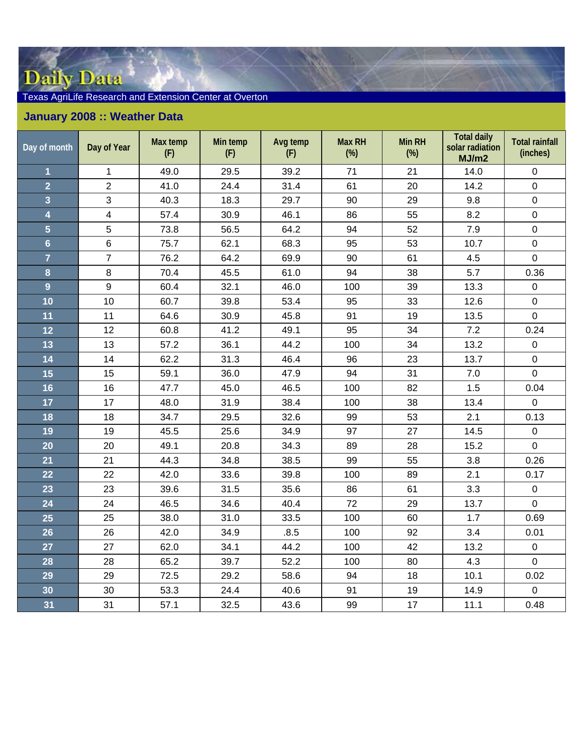# Daily Data

Texas AgriLife Research and Extension Center at Overton

## January 2008 :: Weather Data

| Day of month | Day of Year | Max temp (F) | Min temp (F) | Avg temp (F) | Max RH (%) | Min RH (%) | Total daily solar radiation MJ/m2 | Total rainfall (inches) |
|---|---|---|---|---|---|---|---|---|
| 1 | 1 | 49.0 | 29.5 | 39.2 | 71 | 21 | 14.0 | 0 |
| 2 | 2 | 41.0 | 24.4 | 31.4 | 61 | 20 | 14.2 | 0 |
| 3 | 3 | 40.3 | 18.3 | 29.7 | 90 | 29 | 9.8 | 0 |
| 4 | 4 | 57.4 | 30.9 | 46.1 | 86 | 55 | 8.2 | 0 |
| 5 | 5 | 73.8 | 56.5 | 64.2 | 94 | 52 | 7.9 | 0 |
| 6 | 6 | 75.7 | 62.1 | 68.3 | 95 | 53 | 10.7 | 0 |
| 7 | 7 | 76.2 | 64.2 | 69.9 | 90 | 61 | 4.5 | 0 |
| 8 | 8 | 70.4 | 45.5 | 61.0 | 94 | 38 | 5.7 | 0.36 |
| 9 | 9 | 60.4 | 32.1 | 46.0 | 100 | 39 | 13.3 | 0 |
| 10 | 10 | 60.7 | 39.8 | 53.4 | 95 | 33 | 12.6 | 0 |
| 11 | 11 | 64.6 | 30.9 | 45.8 | 91 | 19 | 13.5 | 0 |
| 12 | 12 | 60.8 | 41.2 | 49.1 | 95 | 34 | 7.2 | 0.24 |
| 13 | 13 | 57.2 | 36.1 | 44.2 | 100 | 34 | 13.2 | 0 |
| 14 | 14 | 62.2 | 31.3 | 46.4 | 96 | 23 | 13.7 | 0 |
| 15 | 15 | 59.1 | 36.0 | 47.9 | 94 | 31 | 7.0 | 0 |
| 16 | 16 | 47.7 | 45.0 | 46.5 | 100 | 82 | 1.5 | 0.04 |
| 17 | 17 | 48.0 | 31.9 | 38.4 | 100 | 38 | 13.4 | 0 |
| 18 | 18 | 34.7 | 29.5 | 32.6 | 99 | 53 | 2.1 | 0.13 |
| 19 | 19 | 45.5 | 25.6 | 34.9 | 97 | 27 | 14.5 | 0 |
| 20 | 20 | 49.1 | 20.8 | 34.3 | 89 | 28 | 15.2 | 0 |
| 21 | 21 | 44.3 | 34.8 | 38.5 | 99 | 55 | 3.8 | 0.26 |
| 22 | 22 | 42.0 | 33.6 | 39.8 | 100 | 89 | 2.1 | 0.17 |
| 23 | 23 | 39.6 | 31.5 | 35.6 | 86 | 61 | 3.3 | 0 |
| 24 | 24 | 46.5 | 34.6 | 40.4 | 72 | 29 | 13.7 | 0 |
| 25 | 25 | 38.0 | 31.0 | 33.5 | 100 | 60 | 1.7 | 0.69 |
| 26 | 26 | 42.0 | 34.9 | .8.5 | 100 | 92 | 3.4 | 0.01 |
| 27 | 27 | 62.0 | 34.1 | 44.2 | 100 | 42 | 13.2 | 0 |
| 28 | 28 | 65.2 | 39.7 | 52.2 | 100 | 80 | 4.3 | 0 |
| 29 | 29 | 72.5 | 29.2 | 58.6 | 94 | 18 | 10.1 | 0.02 |
| 30 | 30 | 53.3 | 24.4 | 40.6 | 91 | 19 | 14.9 | 0 |
| 31 | 31 | 57.1 | 32.5 | 43.6 | 99 | 17 | 11.1 | 0.48 |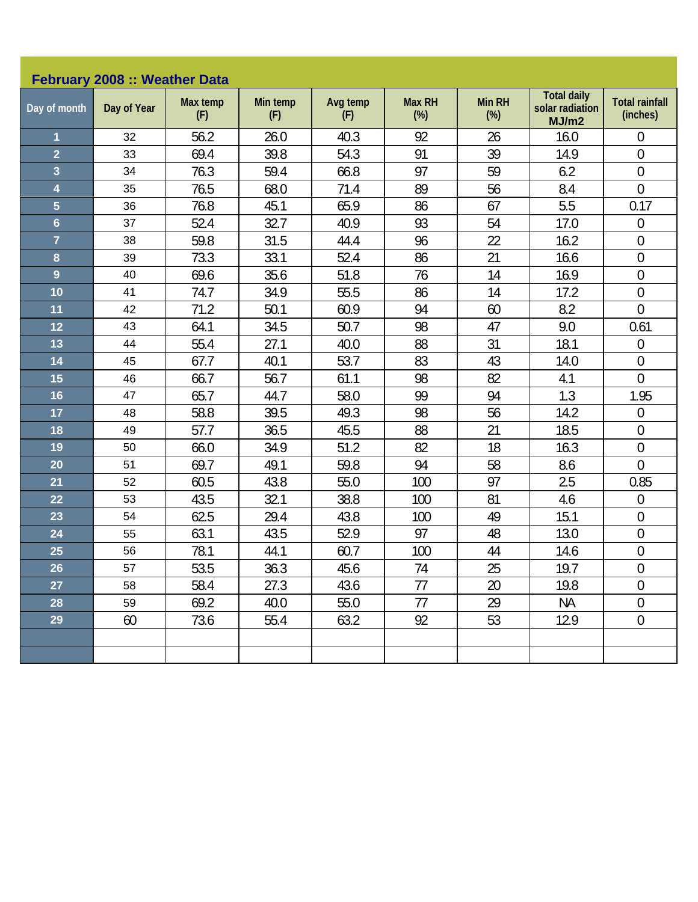## February 2008 :: Weather Data

| Day of month | Day of Year | Max temp (F) | Min temp (F) | Avg temp (F) | Max RH (%) | Min RH (%) | Total daily solar radiation MJ/m2 | Total rainfall (inches) |
|---|---|---|---|---|---|---|---|---|
| 1 | 32 | 56.2 | 26.0 | 40.3 | 92 | 26 | 16.0 | 0 |
| 2 | 33 | 69.4 | 39.8 | 54.3 | 91 | 39 | 14.9 | 0 |
| 3 | 34 | 76.3 | 59.4 | 66.8 | 97 | 59 | 6.2 | 0 |
| 4 | 35 | 76.5 | 68.0 | 71.4 | 89 | 56 | 8.4 | 0 |
| 5 | 36 | 76.8 | 45.1 | 65.9 | 86 | 67 | 5.5 | 0.17 |
| 6 | 37 | 52.4 | 32.7 | 40.9 | 93 | 54 | 17.0 | 0 |
| 7 | 38 | 59.8 | 31.5 | 44.4 | 96 | 22 | 16.2 | 0 |
| 8 | 39 | 73.3 | 33.1 | 52.4 | 86 | 21 | 16.6 | 0 |
| 9 | 40 | 69.6 | 35.6 | 51.8 | 76 | 14 | 16.9 | 0 |
| 10 | 41 | 74.7 | 34.9 | 55.5 | 86 | 14 | 17.2 | 0 |
| 11 | 42 | 71.2 | 50.1 | 60.9 | 94 | 60 | 8.2 | 0 |
| 12 | 43 | 64.1 | 34.5 | 50.7 | 98 | 47 | 9.0 | 0.61 |
| 13 | 44 | 55.4 | 27.1 | 40.0 | 88 | 31 | 18.1 | 0 |
| 14 | 45 | 67.7 | 40.1 | 53.7 | 83 | 43 | 14.0 | 0 |
| 15 | 46 | 66.7 | 56.7 | 61.1 | 98 | 82 | 4.1 | 0 |
| 16 | 47 | 65.7 | 44.7 | 58.0 | 99 | 94 | 1.3 | 1.95 |
| 17 | 48 | 58.8 | 39.5 | 49.3 | 98 | 56 | 14.2 | 0 |
| 18 | 49 | 57.7 | 36.5 | 45.5 | 88 | 21 | 18.5 | 0 |
| 19 | 50 | 66.0 | 34.9 | 51.2 | 82 | 18 | 16.3 | 0 |
| 20 | 51 | 69.7 | 49.1 | 59.8 | 94 | 58 | 8.6 | 0 |
| 21 | 52 | 60.5 | 43.8 | 55.0 | 100 | 97 | 2.5 | 0.85 |
| 22 | 53 | 43.5 | 32.1 | 38.8 | 100 | 81 | 4.6 | 0 |
| 23 | 54 | 62.5 | 29.4 | 43.8 | 100 | 49 | 15.1 | 0 |
| 24 | 55 | 63.1 | 43.5 | 52.9 | 97 | 48 | 13.0 | 0 |
| 25 | 56 | 78.1 | 44.1 | 60.7 | 100 | 44 | 14.6 | 0 |
| 26 | 57 | 53.5 | 36.3 | 45.6 | 74 | 25 | 19.7 | 0 |
| 27 | 58 | 58.4 | 27.3 | 43.6 | 77 | 20 | 19.8 | 0 |
| 28 | 59 | 69.2 | 40.0 | 55.0 | 77 | 29 | NA | 0 |
| 29 | 60 | 73.6 | 55.4 | 63.2 | 92 | 53 | 12.9 | 0 |
| | | | | | | | | |
| | | | | | | | | |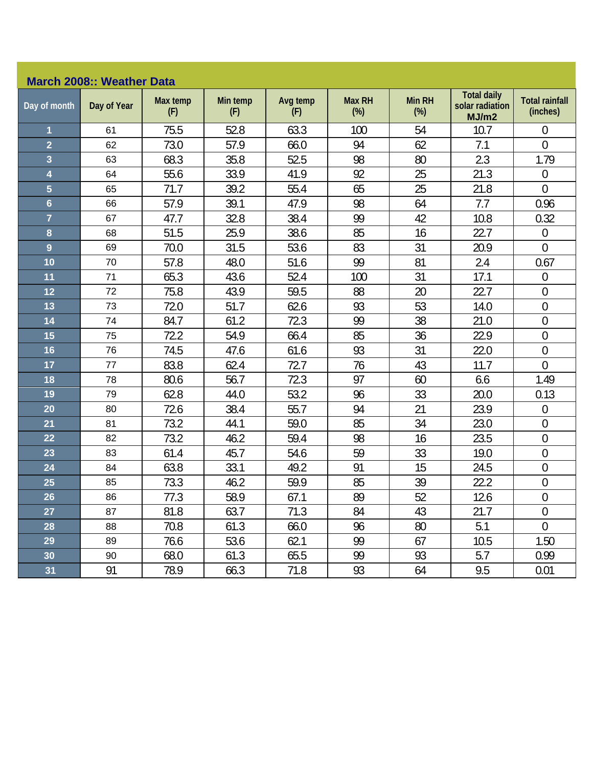## March 2008:: Weather Data

| Day of month | Day of Year | Max temp (F) | Min temp (F) | Avg temp (F) | Max RH (%) | Min RH (%) | Total daily solar radiation MJ/m2 | Total rainfall (inches) |
|---|---|---|---|---|---|---|---|---|
| 1 | 61 | 75.5 | 52.8 | 63.3 | 100 | 54 | 10.7 | 0 |
| 2 | 62 | 73.0 | 57.9 | 66.0 | 94 | 62 | 7.1 | 0 |
| 3 | 63 | 68.3 | 35.8 | 52.5 | 98 | 80 | 2.3 | 1.79 |
| 4 | 64 | 55.6 | 33.9 | 41.9 | 92 | 25 | 21.3 | 0 |
| 5 | 65 | 71.7 | 39.2 | 55.4 | 65 | 25 | 21.8 | 0 |
| 6 | 66 | 57.9 | 39.1 | 47.9 | 98 | 64 | 7.7 | 0.96 |
| 7 | 67 | 47.7 | 32.8 | 38.4 | 99 | 42 | 10.8 | 0.32 |
| 8 | 68 | 51.5 | 25.9 | 38.6 | 85 | 16 | 22.7 | 0 |
| 9 | 69 | 70.0 | 31.5 | 53.6 | 83 | 31 | 20.9 | 0 |
| 10 | 70 | 57.8 | 48.0 | 51.6 | 99 | 81 | 2.4 | 0.67 |
| 11 | 71 | 65.3 | 43.6 | 52.4 | 100 | 31 | 17.1 | 0 |
| 12 | 72 | 75.8 | 43.9 | 59.5 | 88 | 20 | 22.7 | 0 |
| 13 | 73 | 72.0 | 51.7 | 62.6 | 93 | 53 | 14.0 | 0 |
| 14 | 74 | 84.7 | 61.2 | 72.3 | 99 | 38 | 21.0 | 0 |
| 15 | 75 | 72.2 | 54.9 | 66.4 | 85 | 36 | 22.9 | 0 |
| 16 | 76 | 74.5 | 47.6 | 61.6 | 93 | 31 | 22.0 | 0 |
| 17 | 77 | 83.8 | 62.4 | 72.7 | 76 | 43 | 11.7 | 0 |
| 18 | 78 | 80.6 | 56.7 | 72.3 | 97 | 60 | 6.6 | 1.49 |
| 19 | 79 | 62.8 | 44.0 | 53.2 | 96 | 33 | 20.0 | 0.13 |
| 20 | 80 | 72.6 | 38.4 | 55.7 | 94 | 21 | 23.9 | 0 |
| 21 | 81 | 73.2 | 44.1 | 59.0 | 85 | 34 | 23.0 | 0 |
| 22 | 82 | 73.2 | 46.2 | 59.4 | 98 | 16 | 23.5 | 0 |
| 23 | 83 | 61.4 | 45.7 | 54.6 | 59 | 33 | 19.0 | 0 |
| 24 | 84 | 63.8 | 33.1 | 49.2 | 91 | 15 | 24.5 | 0 |
| 25 | 85 | 73.3 | 46.2 | 59.9 | 85 | 39 | 22.2 | 0 |
| 26 | 86 | 77.3 | 58.9 | 67.1 | 89 | 52 | 12.6 | 0 |
| 27 | 87 | 81.8 | 63.7 | 71.3 | 84 | 43 | 21.7 | 0 |
| 28 | 88 | 70.8 | 61.3 | 66.0 | 96 | 80 | 5.1 | 0 |
| 29 | 89 | 76.6 | 53.6 | 62.1 | 99 | 67 | 10.5 | 1.50 |
| 30 | 90 | 68.0 | 61.3 | 65.5 | 99 | 93 | 5.7 | 0.99 |
| 31 | 91 | 78.9 | 66.3 | 71.8 | 93 | 64 | 9.5 | 0.01 |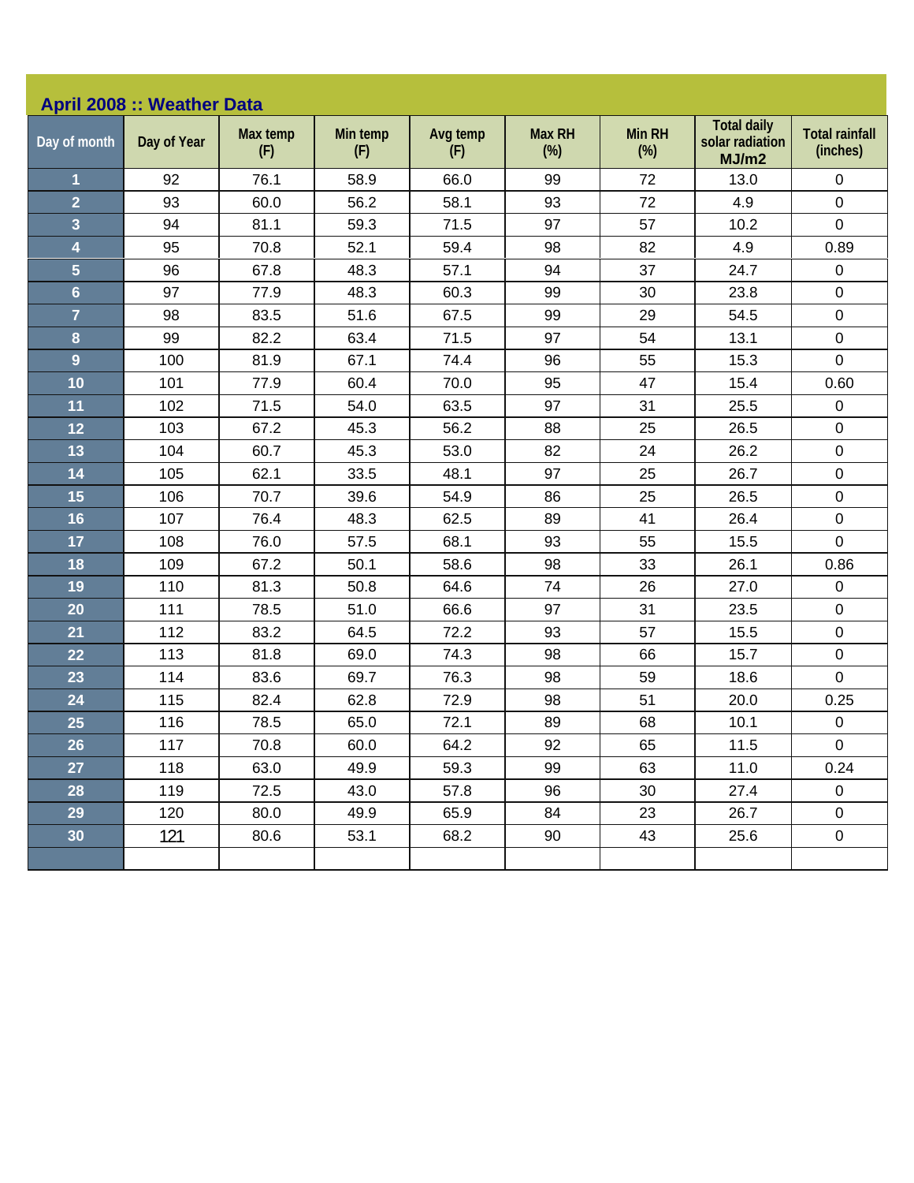## April 2008 :: Weather Data

| Day of month | Day of Year | Max temp (F) | Min temp (F) | Avg temp (F) | Max RH (%) | Min RH (%) | Total daily solar radiation MJ/m2 | Total rainfall (inches) |
|---|---|---|---|---|---|---|---|---|
| 1 | 92 | 76.1 | 58.9 | 66.0 | 99 | 72 | 13.0 | 0 |
| 2 | 93 | 60.0 | 56.2 | 58.1 | 93 | 72 | 4.9 | 0 |
| 3 | 94 | 81.1 | 59.3 | 71.5 | 97 | 57 | 10.2 | 0 |
| 4 | 95 | 70.8 | 52.1 | 59.4 | 98 | 82 | 4.9 | 0.89 |
| 5 | 96 | 67.8 | 48.3 | 57.1 | 94 | 37 | 24.7 | 0 |
| 6 | 97 | 77.9 | 48.3 | 60.3 | 99 | 30 | 23.8 | 0 |
| 7 | 98 | 83.5 | 51.6 | 67.5 | 99 | 29 | 54.5 | 0 |
| 8 | 99 | 82.2 | 63.4 | 71.5 | 97 | 54 | 13.1 | 0 |
| 9 | 100 | 81.9 | 67.1 | 74.4 | 96 | 55 | 15.3 | 0 |
| 10 | 101 | 77.9 | 60.4 | 70.0 | 95 | 47 | 15.4 | 0.60 |
| 11 | 102 | 71.5 | 54.0 | 63.5 | 97 | 31 | 25.5 | 0 |
| 12 | 103 | 67.2 | 45.3 | 56.2 | 88 | 25 | 26.5 | 0 |
| 13 | 104 | 60.7 | 45.3 | 53.0 | 82 | 24 | 26.2 | 0 |
| 14 | 105 | 62.1 | 33.5 | 48.1 | 97 | 25 | 26.7 | 0 |
| 15 | 106 | 70.7 | 39.6 | 54.9 | 86 | 25 | 26.5 | 0 |
| 16 | 107 | 76.4 | 48.3 | 62.5 | 89 | 41 | 26.4 | 0 |
| 17 | 108 | 76.0 | 57.5 | 68.1 | 93 | 55 | 15.5 | 0 |
| 18 | 109 | 67.2 | 50.1 | 58.6 | 98 | 33 | 26.1 | 0.86 |
| 19 | 110 | 81.3 | 50.8 | 64.6 | 74 | 26 | 27.0 | 0 |
| 20 | 111 | 78.5 | 51.0 | 66.6 | 97 | 31 | 23.5 | 0 |
| 21 | 112 | 83.2 | 64.5 | 72.2 | 93 | 57 | 15.5 | 0 |
| 22 | 113 | 81.8 | 69.0 | 74.3 | 98 | 66 | 15.7 | 0 |
| 23 | 114 | 83.6 | 69.7 | 76.3 | 98 | 59 | 18.6 | 0 |
| 24 | 115 | 82.4 | 62.8 | 72.9 | 98 | 51 | 20.0 | 0.25 |
| 25 | 116 | 78.5 | 65.0 | 72.1 | 89 | 68 | 10.1 | 0 |
| 26 | 117 | 70.8 | 60.0 | 64.2 | 92 | 65 | 11.5 | 0 |
| 27 | 118 | 63.0 | 49.9 | 59.3 | 99 | 63 | 11.0 | 0.24 |
| 28 | 119 | 72.5 | 43.0 | 57.8 | 96 | 30 | 27.4 | 0 |
| 29 | 120 | 80.0 | 49.9 | 65.9 | 84 | 23 | 26.7 | 0 |
| 30 | 121 | 80.6 | 53.1 | 68.2 | 90 | 43 | 25.6 | 0 |
| | | | | | | | | |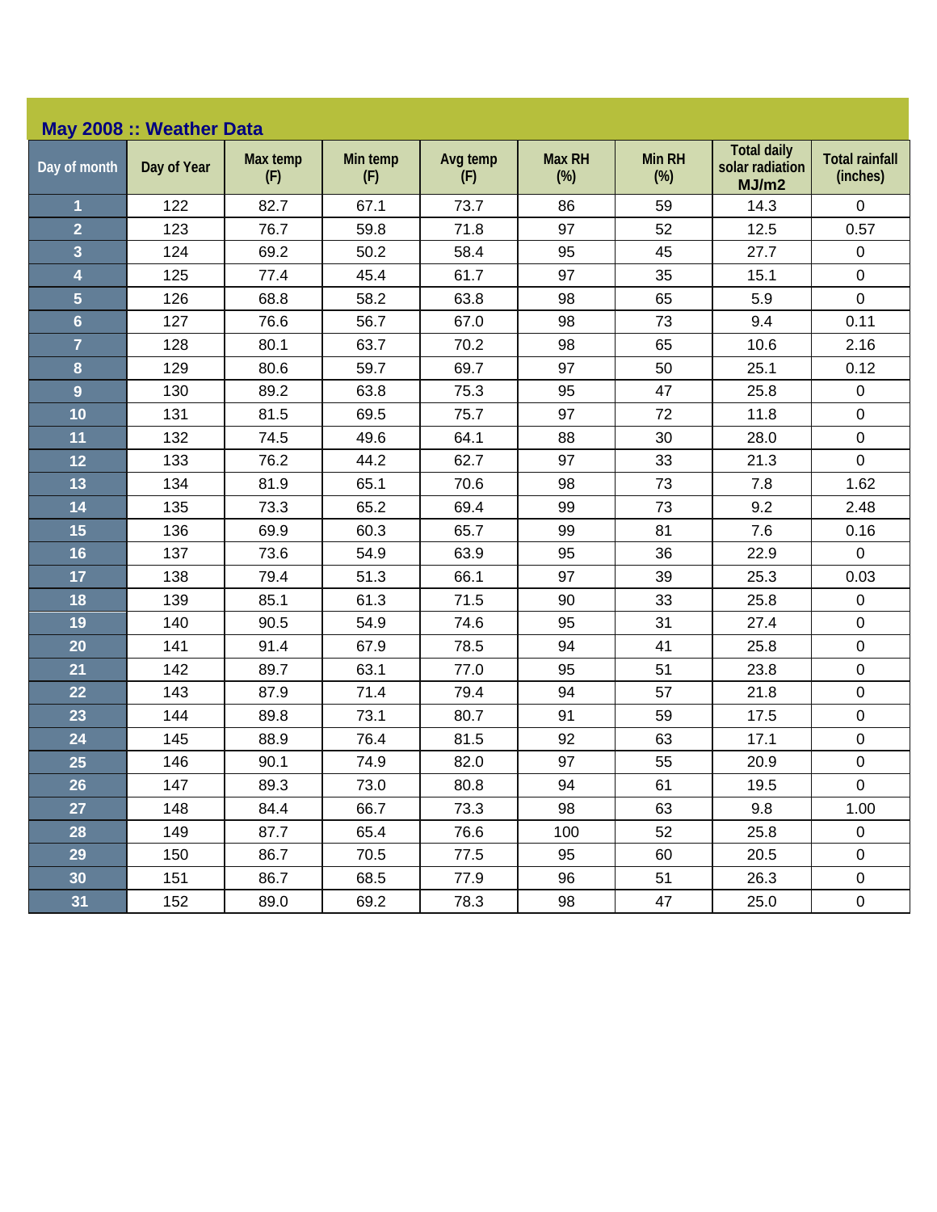## May 2008 :: Weather Data

| Day of month | Day of Year | Max temp (F) | Min temp (F) | Avg temp (F) | Max RH (%) | Min RH (%) | Total daily solar radiation MJ/m2 | Total rainfall (inches) |
|---|---|---|---|---|---|---|---|---|
| 1 | 122 | 82.7 | 67.1 | 73.7 | 86 | 59 | 14.3 | 0 |
| 2 | 123 | 76.7 | 59.8 | 71.8 | 97 | 52 | 12.5 | 0.57 |
| 3 | 124 | 69.2 | 50.2 | 58.4 | 95 | 45 | 27.7 | 0 |
| 4 | 125 | 77.4 | 45.4 | 61.7 | 97 | 35 | 15.1 | 0 |
| 5 | 126 | 68.8 | 58.2 | 63.8 | 98 | 65 | 5.9 | 0 |
| 6 | 127 | 76.6 | 56.7 | 67.0 | 98 | 73 | 9.4 | 0.11 |
| 7 | 128 | 80.1 | 63.7 | 70.2 | 98 | 65 | 10.6 | 2.16 |
| 8 | 129 | 80.6 | 59.7 | 69.7 | 97 | 50 | 25.1 | 0.12 |
| 9 | 130 | 89.2 | 63.8 | 75.3 | 95 | 47 | 25.8 | 0 |
| 10 | 131 | 81.5 | 69.5 | 75.7 | 97 | 72 | 11.8 | 0 |
| 11 | 132 | 74.5 | 49.6 | 64.1 | 88 | 30 | 28.0 | 0 |
| 12 | 133 | 76.2 | 44.2 | 62.7 | 97 | 33 | 21.3 | 0 |
| 13 | 134 | 81.9 | 65.1 | 70.6 | 98 | 73 | 7.8 | 1.62 |
| 14 | 135 | 73.3 | 65.2 | 69.4 | 99 | 73 | 9.2 | 2.48 |
| 15 | 136 | 69.9 | 60.3 | 65.7 | 99 | 81 | 7.6 | 0.16 |
| 16 | 137 | 73.6 | 54.9 | 63.9 | 95 | 36 | 22.9 | 0 |
| 17 | 138 | 79.4 | 51.3 | 66.1 | 97 | 39 | 25.3 | 0.03 |
| 18 | 139 | 85.1 | 61.3 | 71.5 | 90 | 33 | 25.8 | 0 |
| 19 | 140 | 90.5 | 54.9 | 74.6 | 95 | 31 | 27.4 | 0 |
| 20 | 141 | 91.4 | 67.9 | 78.5 | 94 | 41 | 25.8 | 0 |
| 21 | 142 | 89.7 | 63.1 | 77.0 | 95 | 51 | 23.8 | 0 |
| 22 | 143 | 87.9 | 71.4 | 79.4 | 94 | 57 | 21.8 | 0 |
| 23 | 144 | 89.8 | 73.1 | 80.7 | 91 | 59 | 17.5 | 0 |
| 24 | 145 | 88.9 | 76.4 | 81.5 | 92 | 63 | 17.1 | 0 |
| 25 | 146 | 90.1 | 74.9 | 82.0 | 97 | 55 | 20.9 | 0 |
| 26 | 147 | 89.3 | 73.0 | 80.8 | 94 | 61 | 19.5 | 0 |
| 27 | 148 | 84.4 | 66.7 | 73.3 | 98 | 63 | 9.8 | 1.00 |
| 28 | 149 | 87.7 | 65.4 | 76.6 | 100 | 52 | 25.8 | 0 |
| 29 | 150 | 86.7 | 70.5 | 77.5 | 95 | 60 | 20.5 | 0 |
| 30 | 151 | 86.7 | 68.5 | 77.9 | 96 | 51 | 26.3 | 0 |
| 31 | 152 | 89.0 | 69.2 | 78.3 | 98 | 47 | 25.0 | 0 |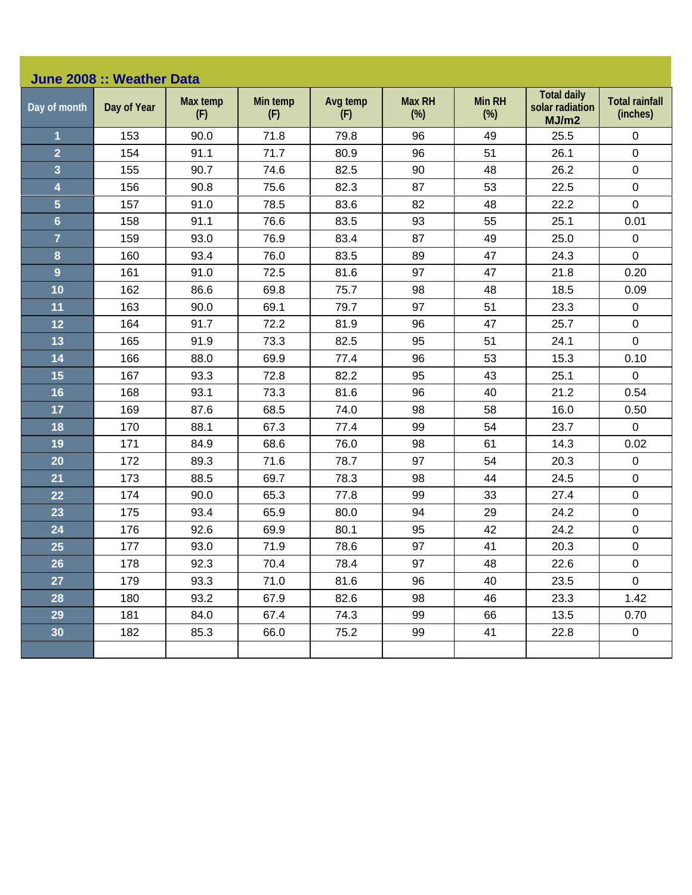## June 2008 :: Weather Data

| Day of month | Day of Year | Max temp (F) | Min temp (F) | Avg temp (F) | Max RH (%) | Min RH (%) | Total daily solar radiation MJ/m2 | Total rainfall (inches) |
|---|---|---|---|---|---|---|---|---|
| 1 | 153 | 90.0 | 71.8 | 79.8 | 96 | 49 | 25.5 | 0 |
| 2 | 154 | 91.1 | 71.7 | 80.9 | 96 | 51 | 26.1 | 0 |
| 3 | 155 | 90.7 | 74.6 | 82.5 | 90 | 48 | 26.2 | 0 |
| 4 | 156 | 90.8 | 75.6 | 82.3 | 87 | 53 | 22.5 | 0 |
| 5 | 157 | 91.0 | 78.5 | 83.6 | 82 | 48 | 22.2 | 0 |
| 6 | 158 | 91.1 | 76.6 | 83.5 | 93 | 55 | 25.1 | 0.01 |
| 7 | 159 | 93.0 | 76.9 | 83.4 | 87 | 49 | 25.0 | 0 |
| 8 | 160 | 93.4 | 76.0 | 83.5 | 89 | 47 | 24.3 | 0 |
| 9 | 161 | 91.0 | 72.5 | 81.6 | 97 | 47 | 21.8 | 0.20 |
| 10 | 162 | 86.6 | 69.8 | 75.7 | 98 | 48 | 18.5 | 0.09 |
| 11 | 163 | 90.0 | 69.1 | 79.7 | 97 | 51 | 23.3 | 0 |
| 12 | 164 | 91.7 | 72.2 | 81.9 | 96 | 47 | 25.7 | 0 |
| 13 | 165 | 91.9 | 73.3 | 82.5 | 95 | 51 | 24.1 | 0 |
| 14 | 166 | 88.0 | 69.9 | 77.4 | 96 | 53 | 15.3 | 0.10 |
| 15 | 167 | 93.3 | 72.8 | 82.2 | 95 | 43 | 25.1 | 0 |
| 16 | 168 | 93.1 | 73.3 | 81.6 | 96 | 40 | 21.2 | 0.54 |
| 17 | 169 | 87.6 | 68.5 | 74.0 | 98 | 58 | 16.0 | 0.50 |
| 18 | 170 | 88.1 | 67.3 | 77.4 | 99 | 54 | 23.7 | 0 |
| 19 | 171 | 84.9 | 68.6 | 76.0 | 98 | 61 | 14.3 | 0.02 |
| 20 | 172 | 89.3 | 71.6 | 78.7 | 97 | 54 | 20.3 | 0 |
| 21 | 173 | 88.5 | 69.7 | 78.3 | 98 | 44 | 24.5 | 0 |
| 22 | 174 | 90.0 | 65.3 | 77.8 | 99 | 33 | 27.4 | 0 |
| 23 | 175 | 93.4 | 65.9 | 80.0 | 94 | 29 | 24.2 | 0 |
| 24 | 176 | 92.6 | 69.9 | 80.1 | 95 | 42 | 24.2 | 0 |
| 25 | 177 | 93.0 | 71.9 | 78.6 | 97 | 41 | 20.3 | 0 |
| 26 | 178 | 92.3 | 70.4 | 78.4 | 97 | 48 | 22.6 | 0 |
| 27 | 179 | 93.3 | 71.0 | 81.6 | 96 | 40 | 23.5 | 0 |
| 28 | 180 | 93.2 | 67.9 | 82.6 | 98 | 46 | 23.3 | 1.42 |
| 29 | 181 | 84.0 | 67.4 | 74.3 | 99 | 66 | 13.5 | 0.70 |
| 30 | 182 | 85.3 | 66.0 | 75.2 | 99 | 41 | 22.8 | 0 |
| | | | | | | | | |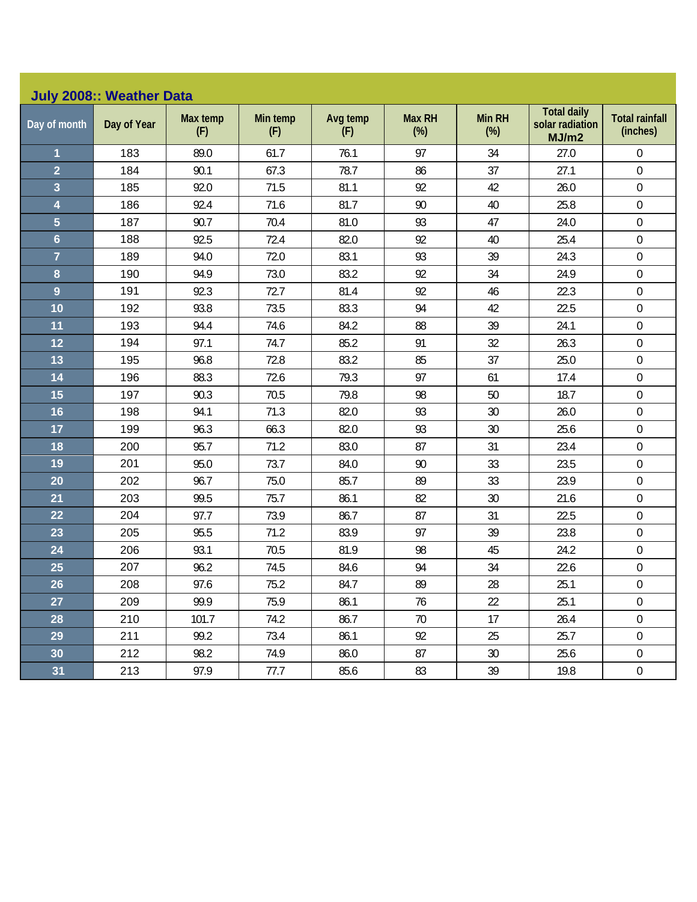## July 2008:: Weather Data

| Day of month | Day of Year | Max temp (F) | Min temp (F) | Avg temp (F) | Max RH (%) | Min RH (%) | Total daily solar radiation MJ/m2 | Total rainfall (inches) |
|---|---|---|---|---|---|---|---|---|
| 1 | 183 | 89.0 | 61.7 | 76.1 | 97 | 34 | 27.0 | 0 |
| 2 | 184 | 90.1 | 67.3 | 78.7 | 86 | 37 | 27.1 | 0 |
| 3 | 185 | 92.0 | 71.5 | 81.1 | 92 | 42 | 26.0 | 0 |
| 4 | 186 | 92.4 | 71.6 | 81.7 | 90 | 40 | 25.8 | 0 |
| 5 | 187 | 90.7 | 70.4 | 81.0 | 93 | 47 | 24.0 | 0 |
| 6 | 188 | 92.5 | 72.4 | 82.0 | 92 | 40 | 25.4 | 0 |
| 7 | 189 | 94.0 | 72.0 | 83.1 | 93 | 39 | 24.3 | 0 |
| 8 | 190 | 94.9 | 73.0 | 83.2 | 92 | 34 | 24.9 | 0 |
| 9 | 191 | 92.3 | 72.7 | 81.4 | 92 | 46 | 22.3 | 0 |
| 10 | 192 | 93.8 | 73.5 | 83.3 | 94 | 42 | 22.5 | 0 |
| 11 | 193 | 94.4 | 74.6 | 84.2 | 88 | 39 | 24.1 | 0 |
| 12 | 194 | 97.1 | 74.7 | 85.2 | 91 | 32 | 26.3 | 0 |
| 13 | 195 | 96.8 | 72.8 | 83.2 | 85 | 37 | 25.0 | 0 |
| 14 | 196 | 88.3 | 72.6 | 79.3 | 97 | 61 | 17.4 | 0 |
| 15 | 197 | 90.3 | 70.5 | 79.8 | 98 | 50 | 18.7 | 0 |
| 16 | 198 | 94.1 | 71.3 | 82.0 | 93 | 30 | 26.0 | 0 |
| 17 | 199 | 96.3 | 66.3 | 82.0 | 93 | 30 | 25.6 | 0 |
| 18 | 200 | 95.7 | 71.2 | 83.0 | 87 | 31 | 23.4 | 0 |
| 19 | 201 | 95.0 | 73.7 | 84.0 | 90 | 33 | 23.5 | 0 |
| 20 | 202 | 96.7 | 75.0 | 85.7 | 89 | 33 | 23.9 | 0 |
| 21 | 203 | 99.5 | 75.7 | 86.1 | 82 | 30 | 21.6 | 0 |
| 22 | 204 | 97.7 | 73.9 | 86.7 | 87 | 31 | 22.5 | 0 |
| 23 | 205 | 95.5 | 71.2 | 83.9 | 97 | 39 | 23.8 | 0 |
| 24 | 206 | 93.1 | 70.5 | 81.9 | 98 | 45 | 24.2 | 0 |
| 25 | 207 | 96.2 | 74.5 | 84.6 | 94 | 34 | 22.6 | 0 |
| 26 | 208 | 97.6 | 75.2 | 84.7 | 89 | 28 | 25.1 | 0 |
| 27 | 209 | 99.9 | 75.9 | 86.1 | 76 | 22 | 25.1 | 0 |
| 28 | 210 | 101.7 | 74.2 | 86.7 | 70 | 17 | 26.4 | 0 |
| 29 | 211 | 99.2 | 73.4 | 86.1 | 92 | 25 | 25.7 | 0 |
| 30 | 212 | 98.2 | 74.9 | 86.0 | 87 | 30 | 25.6 | 0 |
| 31 | 213 | 97.9 | 77.7 | 85.6 | 83 | 39 | 19.8 | 0 |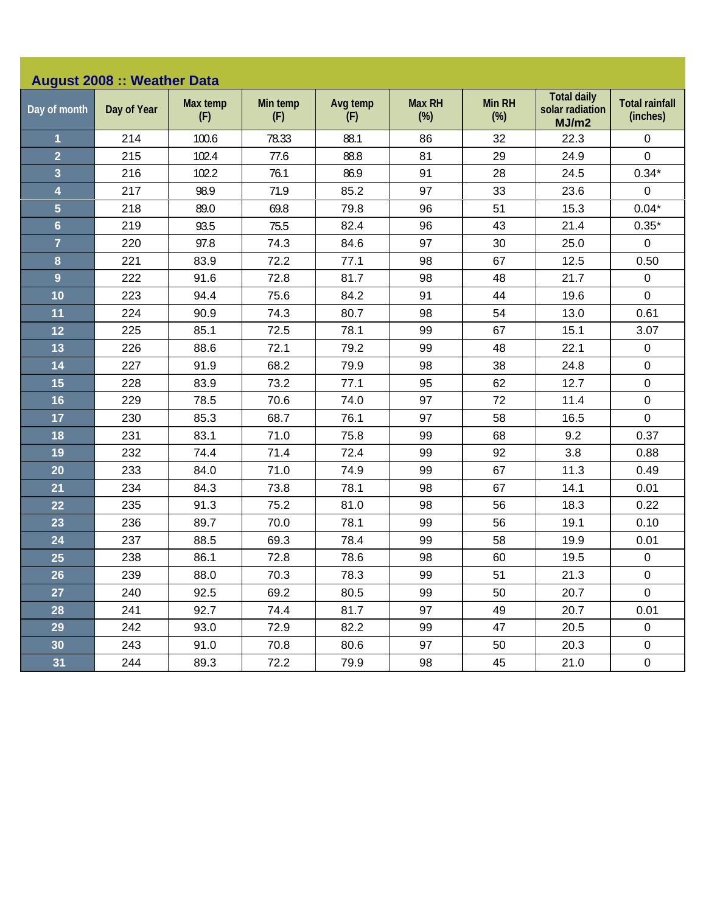## August 2008 :: Weather Data

| Day of month | Day of Year | Max temp (F) | Min temp (F) | Avg temp (F) | Max RH (%) | Min RH (%) | Total daily solar radiation MJ/m2 | Total rainfall (inches) |
|---|---|---|---|---|---|---|---|---|
| 1 | 214 | 100.6 | 78.33 | 88.1 | 86 | 32 | 22.3 | 0 |
| 2 | 215 | 102.4 | 77.6 | 88.8 | 81 | 29 | 24.9 | 0 |
| 3 | 216 | 102.2 | 76.1 | 86.9 | 91 | 28 | 24.5 | 0.34* |
| 4 | 217 | 98.9 | 71.9 | 85.2 | 97 | 33 | 23.6 | 0 |
| 5 | 218 | 89.0 | 69.8 | 79.8 | 96 | 51 | 15.3 | 0.04* |
| 6 | 219 | 93.5 | 75.5 | 82.4 | 96 | 43 | 21.4 | 0.35* |
| 7 | 220 | 97.8 | 74.3 | 84.6 | 97 | 30 | 25.0 | 0 |
| 8 | 221 | 83.9 | 72.2 | 77.1 | 98 | 67 | 12.5 | 0.50 |
| 9 | 222 | 91.6 | 72.8 | 81.7 | 98 | 48 | 21.7 | 0 |
| 10 | 223 | 94.4 | 75.6 | 84.2 | 91 | 44 | 19.6 | 0 |
| 11 | 224 | 90.9 | 74.3 | 80.7 | 98 | 54 | 13.0 | 0.61 |
| 12 | 225 | 85.1 | 72.5 | 78.1 | 99 | 67 | 15.1 | 3.07 |
| 13 | 226 | 88.6 | 72.1 | 79.2 | 99 | 48 | 22.1 | 0 |
| 14 | 227 | 91.9 | 68.2 | 79.9 | 98 | 38 | 24.8 | 0 |
| 15 | 228 | 83.9 | 73.2 | 77.1 | 95 | 62 | 12.7 | 0 |
| 16 | 229 | 78.5 | 70.6 | 74.0 | 97 | 72 | 11.4 | 0 |
| 17 | 230 | 85.3 | 68.7 | 76.1 | 97 | 58 | 16.5 | 0 |
| 18 | 231 | 83.1 | 71.0 | 75.8 | 99 | 68 | 9.2 | 0.37 |
| 19 | 232 | 74.4 | 71.4 | 72.4 | 99 | 92 | 3.8 | 0.88 |
| 20 | 233 | 84.0 | 71.0 | 74.9 | 99 | 67 | 11.3 | 0.49 |
| 21 | 234 | 84.3 | 73.8 | 78.1 | 98 | 67 | 14.1 | 0.01 |
| 22 | 235 | 91.3 | 75.2 | 81.0 | 98 | 56 | 18.3 | 0.22 |
| 23 | 236 | 89.7 | 70.0 | 78.1 | 99 | 56 | 19.1 | 0.10 |
| 24 | 237 | 88.5 | 69.3 | 78.4 | 99 | 58 | 19.9 | 0.01 |
| 25 | 238 | 86.1 | 72.8 | 78.6 | 98 | 60 | 19.5 | 0 |
| 26 | 239 | 88.0 | 70.3 | 78.3 | 99 | 51 | 21.3 | 0 |
| 27 | 240 | 92.5 | 69.2 | 80.5 | 99 | 50 | 20.7 | 0 |
| 28 | 241 | 92.7 | 74.4 | 81.7 | 97 | 49 | 20.7 | 0.01 |
| 29 | 242 | 93.0 | 72.9 | 82.2 | 99 | 47 | 20.5 | 0 |
| 30 | 243 | 91.0 | 70.8 | 80.6 | 97 | 50 | 20.3 | 0 |
| 31 | 244 | 89.3 | 72.2 | 79.9 | 98 | 45 | 21.0 | 0 |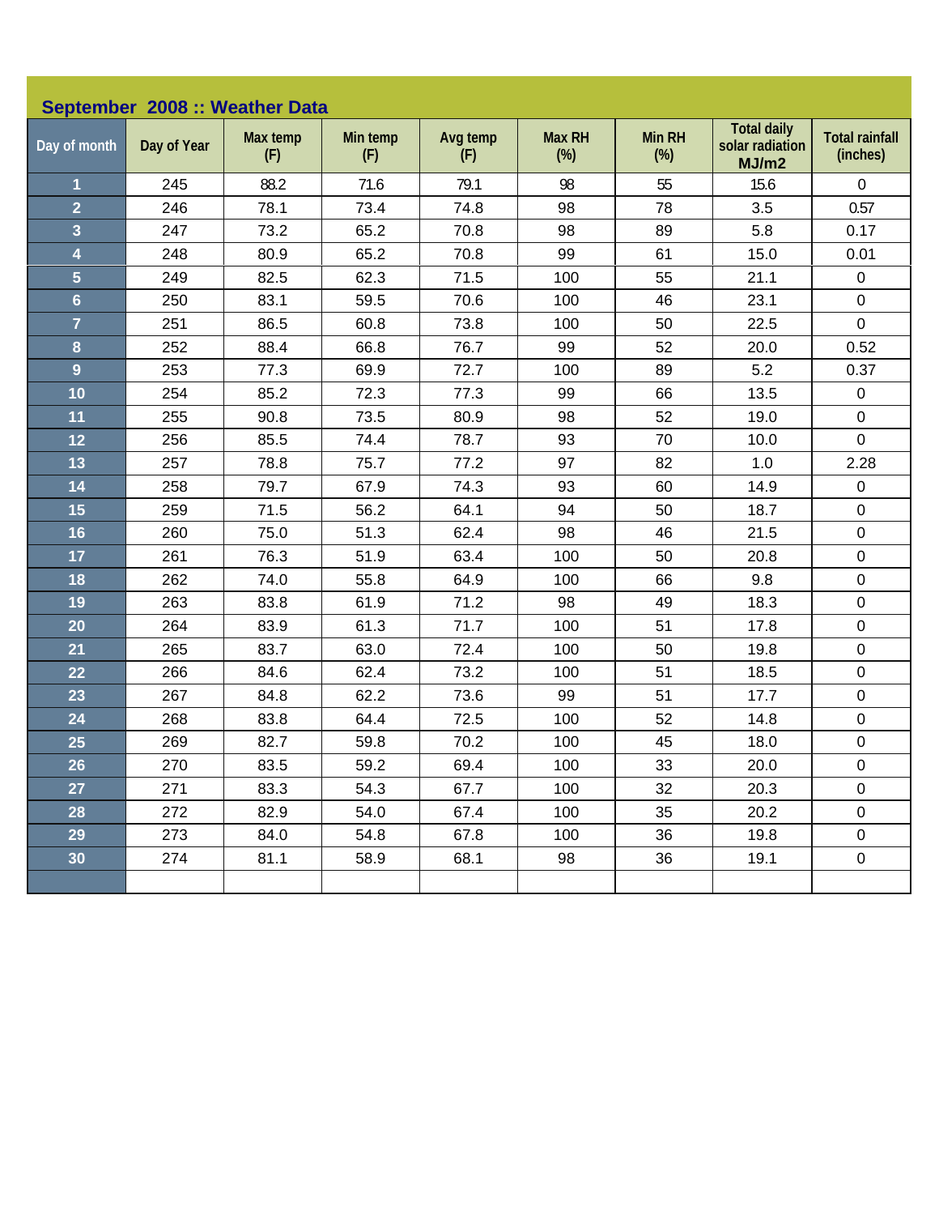## September 2008 :: Weather Data

| Day of month | Day of Year | Max temp (F) | Min temp (F) | Avg temp (F) | Max RH (%) | Min RH (%) | Total daily solar radiation MJ/m2 | Total rainfall (inches) |
|---|---|---|---|---|---|---|---|---|
| 1 | 245 | 88.2 | 71.6 | 79.1 | 98 | 55 | 15.6 | 0 |
| 2 | 246 | 78.1 | 73.4 | 74.8 | 98 | 78 | 3.5 | 0.57 |
| 3 | 247 | 73.2 | 65.2 | 70.8 | 98 | 89 | 5.8 | 0.17 |
| 4 | 248 | 80.9 | 65.2 | 70.8 | 99 | 61 | 15.0 | 0.01 |
| 5 | 249 | 82.5 | 62.3 | 71.5 | 100 | 55 | 21.1 | 0 |
| 6 | 250 | 83.1 | 59.5 | 70.6 | 100 | 46 | 23.1 | 0 |
| 7 | 251 | 86.5 | 60.8 | 73.8 | 100 | 50 | 22.5 | 0 |
| 8 | 252 | 88.4 | 66.8 | 76.7 | 99 | 52 | 20.0 | 0.52 |
| 9 | 253 | 77.3 | 69.9 | 72.7 | 100 | 89 | 5.2 | 0.37 |
| 10 | 254 | 85.2 | 72.3 | 77.3 | 99 | 66 | 13.5 | 0 |
| 11 | 255 | 90.8 | 73.5 | 80.9 | 98 | 52 | 19.0 | 0 |
| 12 | 256 | 85.5 | 74.4 | 78.7 | 93 | 70 | 10.0 | 0 |
| 13 | 257 | 78.8 | 75.7 | 77.2 | 97 | 82 | 1.0 | 2.28 |
| 14 | 258 | 79.7 | 67.9 | 74.3 | 93 | 60 | 14.9 | 0 |
| 15 | 259 | 71.5 | 56.2 | 64.1 | 94 | 50 | 18.7 | 0 |
| 16 | 260 | 75.0 | 51.3 | 62.4 | 98 | 46 | 21.5 | 0 |
| 17 | 261 | 76.3 | 51.9 | 63.4 | 100 | 50 | 20.8 | 0 |
| 18 | 262 | 74.0 | 55.8 | 64.9 | 100 | 66 | 9.8 | 0 |
| 19 | 263 | 83.8 | 61.9 | 71.2 | 98 | 49 | 18.3 | 0 |
| 20 | 264 | 83.9 | 61.3 | 71.7 | 100 | 51 | 17.8 | 0 |
| 21 | 265 | 83.7 | 63.0 | 72.4 | 100 | 50 | 19.8 | 0 |
| 22 | 266 | 84.6 | 62.4 | 73.2 | 100 | 51 | 18.5 | 0 |
| 23 | 267 | 84.8 | 62.2 | 73.6 | 99 | 51 | 17.7 | 0 |
| 24 | 268 | 83.8 | 64.4 | 72.5 | 100 | 52 | 14.8 | 0 |
| 25 | 269 | 82.7 | 59.8 | 70.2 | 100 | 45 | 18.0 | 0 |
| 26 | 270 | 83.5 | 59.2 | 69.4 | 100 | 33 | 20.0 | 0 |
| 27 | 271 | 83.3 | 54.3 | 67.7 | 100 | 32 | 20.3 | 0 |
| 28 | 272 | 82.9 | 54.0 | 67.4 | 100 | 35 | 20.2 | 0 |
| 29 | 273 | 84.0 | 54.8 | 67.8 | 100 | 36 | 19.8 | 0 |
| 30 | 274 | 81.1 | 58.9 | 68.1 | 98 | 36 | 19.1 | 0 |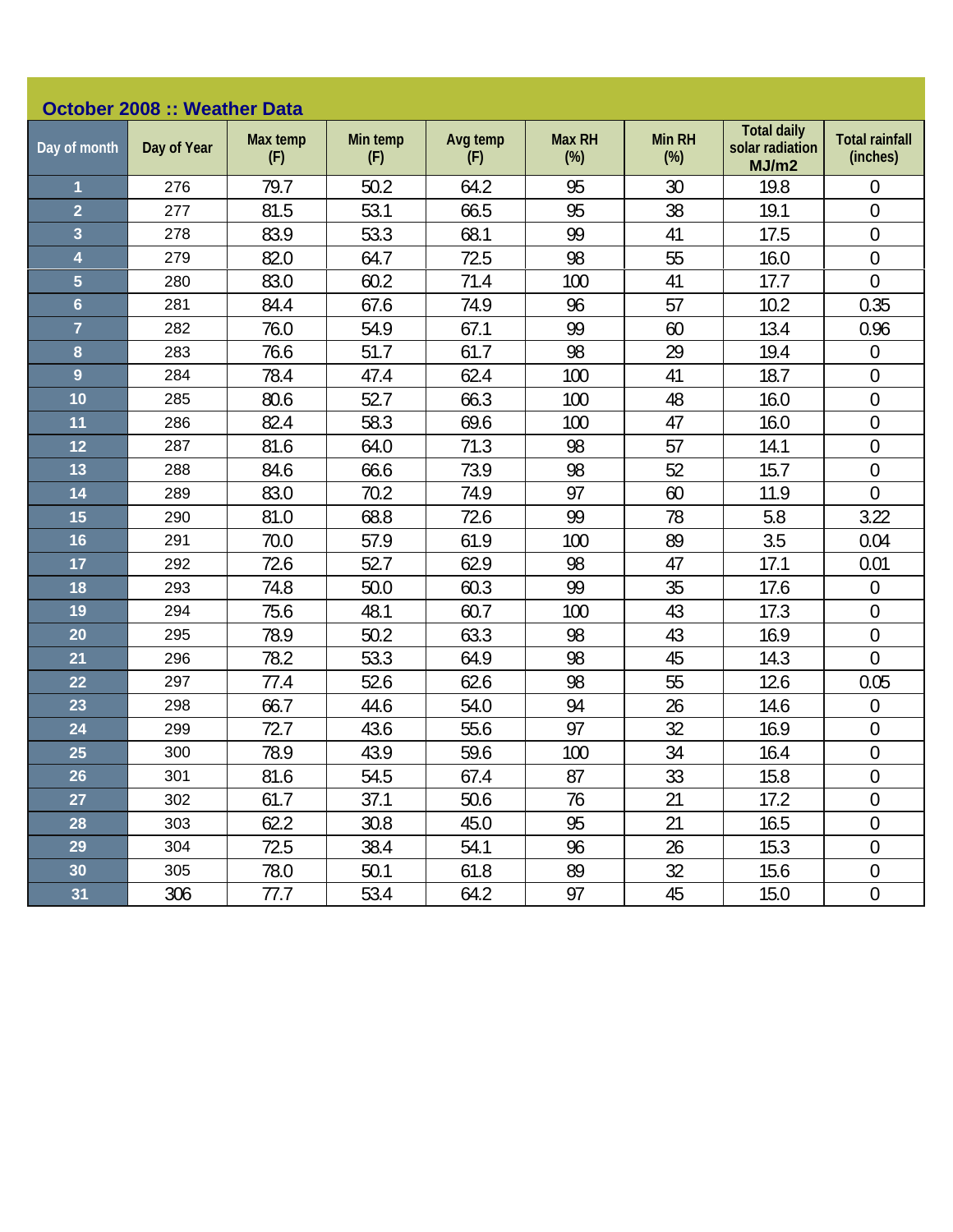## October 2008 :: Weather Data

| Day of month | Day of Year | Max temp (F) | Min temp (F) | Avg temp (F) | Max RH (%) | Min RH (%) | Total daily solar radiation MJ/m2 | Total rainfall (inches) |
|---|---|---|---|---|---|---|---|---|
| 1 | 276 | 79.7 | 50.2 | 64.2 | 95 | 30 | 19.8 | 0 |
| 2 | 277 | 81.5 | 53.1 | 66.5 | 95 | 38 | 19.1 | 0 |
| 3 | 278 | 83.9 | 53.3 | 68.1 | 99 | 41 | 17.5 | 0 |
| 4 | 279 | 82.0 | 64.7 | 72.5 | 98 | 55 | 16.0 | 0 |
| 5 | 280 | 83.0 | 60.2 | 71.4 | 100 | 41 | 17.7 | 0 |
| 6 | 281 | 84.4 | 67.6 | 74.9 | 96 | 57 | 10.2 | 0.35 |
| 7 | 282 | 76.0 | 54.9 | 67.1 | 99 | 60 | 13.4 | 0.96 |
| 8 | 283 | 76.6 | 51.7 | 61.7 | 98 | 29 | 19.4 | 0 |
| 9 | 284 | 78.4 | 47.4 | 62.4 | 100 | 41 | 18.7 | 0 |
| 10 | 285 | 80.6 | 52.7 | 66.3 | 100 | 48 | 16.0 | 0 |
| 11 | 286 | 82.4 | 58.3 | 69.6 | 100 | 47 | 16.0 | 0 |
| 12 | 287 | 81.6 | 64.0 | 71.3 | 98 | 57 | 14.1 | 0 |
| 13 | 288 | 84.6 | 66.6 | 73.9 | 98 | 52 | 15.7 | 0 |
| 14 | 289 | 83.0 | 70.2 | 74.9 | 97 | 60 | 11.9 | 0 |
| 15 | 290 | 81.0 | 68.8 | 72.6 | 99 | 78 | 5.8 | 3.22 |
| 16 | 291 | 70.0 | 57.9 | 61.9 | 100 | 89 | 3.5 | 0.04 |
| 17 | 292 | 72.6 | 52.7 | 62.9 | 98 | 47 | 17.1 | 0.01 |
| 18 | 293 | 74.8 | 50.0 | 60.3 | 99 | 35 | 17.6 | 0 |
| 19 | 294 | 75.6 | 48.1 | 60.7 | 100 | 43 | 17.3 | 0 |
| 20 | 295 | 78.9 | 50.2 | 63.3 | 98 | 43 | 16.9 | 0 |
| 21 | 296 | 78.2 | 53.3 | 64.9 | 98 | 45 | 14.3 | 0 |
| 22 | 297 | 77.4 | 52.6 | 62.6 | 98 | 55 | 12.6 | 0.05 |
| 23 | 298 | 66.7 | 44.6 | 54.0 | 94 | 26 | 14.6 | 0 |
| 24 | 299 | 72.7 | 43.6 | 55.6 | 97 | 32 | 16.9 | 0 |
| 25 | 300 | 78.9 | 43.9 | 59.6 | 100 | 34 | 16.4 | 0 |
| 26 | 301 | 81.6 | 54.5 | 67.4 | 87 | 33 | 15.8 | 0 |
| 27 | 302 | 61.7 | 37.1 | 50.6 | 76 | 21 | 17.2 | 0 |
| 28 | 303 | 62.2 | 30.8 | 45.0 | 95 | 21 | 16.5 | 0 |
| 29 | 304 | 72.5 | 38.4 | 54.1 | 96 | 26 | 15.3 | 0 |
| 30 | 305 | 78.0 | 50.1 | 61.8 | 89 | 32 | 15.6 | 0 |
| 31 | 306 | 77.7 | 53.4 | 64.2 | 97 | 45 | 15.0 | 0 |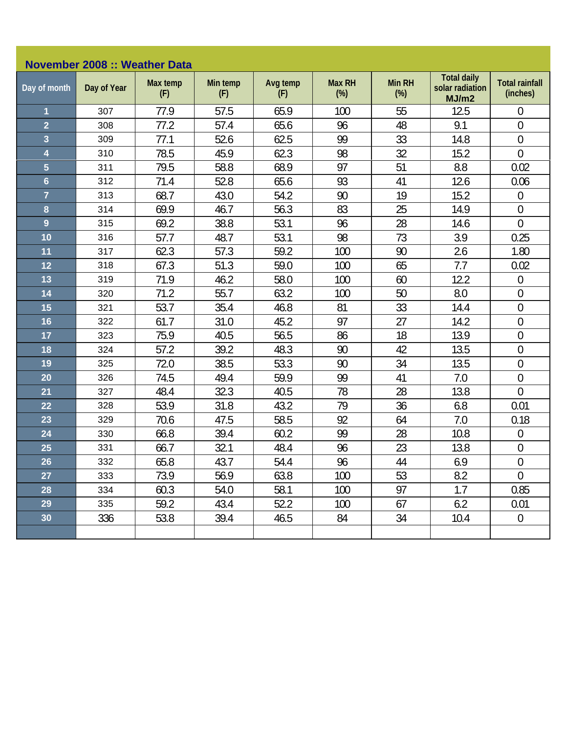## November 2008 :: Weather Data

| Day of month | Day of Year | Max temp (F) | Min temp (F) | Avg temp (F) | Max RH (%) | Min RH (%) | Total daily solar radiation MJ/m2 | Total rainfall (inches) |
|---|---|---|---|---|---|---|---|---|
| 1 | 307 | 77.9 | 57.5 | 65.9 | 100 | 55 | 12.5 | 0 |
| 2 | 308 | 77.2 | 57.4 | 65.6 | 96 | 48 | 9.1 | 0 |
| 3 | 309 | 77.1 | 52.6 | 62.5 | 99 | 33 | 14.8 | 0 |
| 4 | 310 | 78.5 | 45.9 | 62.3 | 98 | 32 | 15.2 | 0 |
| 5 | 311 | 79.5 | 58.8 | 68.9 | 97 | 51 | 8.8 | 0.02 |
| 6 | 312 | 71.4 | 52.8 | 65.6 | 93 | 41 | 12.6 | 0.06 |
| 7 | 313 | 68.7 | 43.0 | 54.2 | 90 | 19 | 15.2 | 0 |
| 8 | 314 | 69.9 | 46.7 | 56.3 | 83 | 25 | 14.9 | 0 |
| 9 | 315 | 69.2 | 38.8 | 53.1 | 96 | 28 | 14.6 | 0 |
| 10 | 316 | 57.7 | 48.7 | 53.1 | 98 | 73 | 3.9 | 0.25 |
| 11 | 317 | 62.3 | 57.3 | 59.2 | 100 | 90 | 2.6 | 1.80 |
| 12 | 318 | 67.3 | 51.3 | 59.0 | 100 | 65 | 7.7 | 0.02 |
| 13 | 319 | 71.9 | 46.2 | 58.0 | 100 | 60 | 12.2 | 0 |
| 14 | 320 | 71.2 | 55.7 | 63.2 | 100 | 50 | 8.0 | 0 |
| 15 | 321 | 53.7 | 35.4 | 46.8 | 81 | 33 | 14.4 | 0 |
| 16 | 322 | 61.7 | 31.0 | 45.2 | 97 | 27 | 14.2 | 0 |
| 17 | 323 | 75.9 | 40.5 | 56.5 | 86 | 18 | 13.9 | 0 |
| 18 | 324 | 57.2 | 39.2 | 48.3 | 90 | 42 | 13.5 | 0 |
| 19 | 325 | 72.0 | 38.5 | 53.3 | 90 | 34 | 13.5 | 0 |
| 20 | 326 | 74.5 | 49.4 | 59.9 | 99 | 41 | 7.0 | 0 |
| 21 | 327 | 48.4 | 32.3 | 40.5 | 78 | 28 | 13.8 | 0 |
| 22 | 328 | 53.9 | 31.8 | 43.2 | 79 | 36 | 6.8 | 0.01 |
| 23 | 329 | 70.6 | 47.5 | 58.5 | 92 | 64 | 7.0 | 0.18 |
| 24 | 330 | 66.8 | 39.4 | 60.2 | 99 | 28 | 10.8 | 0 |
| 25 | 331 | 66.7 | 32.1 | 48.4 | 96 | 23 | 13.8 | 0 |
| 26 | 332 | 65.8 | 43.7 | 54.4 | 96 | 44 | 6.9 | 0 |
| 27 | 333 | 73.9 | 56.9 | 63.8 | 100 | 53 | 8.2 | 0 |
| 28 | 334 | 60.3 | 54.0 | 58.1 | 100 | 97 | 1.7 | 0.85 |
| 29 | 335 | 59.2 | 43.4 | 52.2 | 100 | 67 | 6.2 | 0.01 |
| 30 | 336 | 53.8 | 39.4 | 46.5 | 84 | 34 | 10.4 | 0 |
| | | | | | | | | |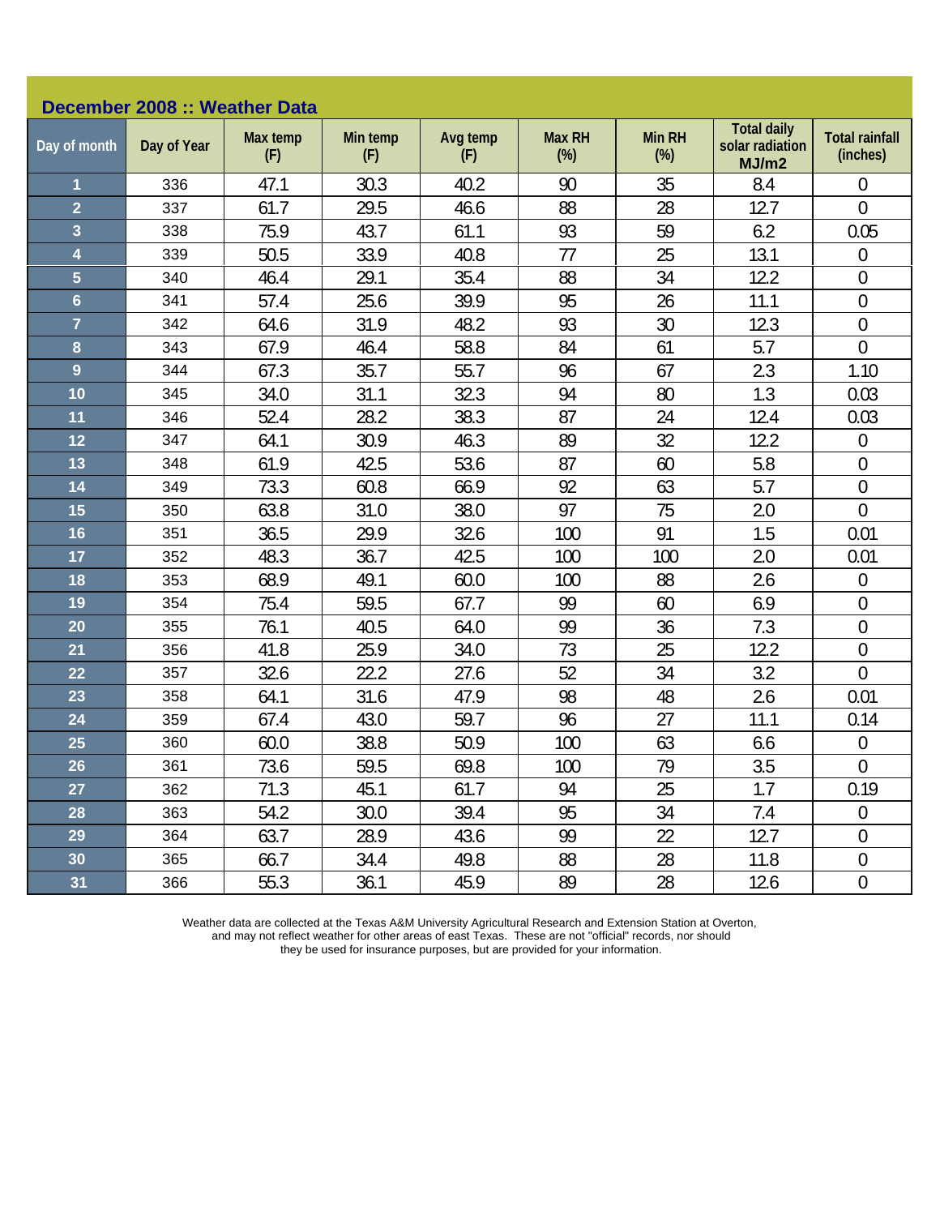## December 2008 :: Weather Data

| Day of month | Day of Year | Max temp (F) | Min temp (F) | Avg temp (F) | Max RH (%) | Min RH (%) | Total daily solar radiation MJ/m2 | Total rainfall (inches) |
|---|---|---|---|---|---|---|---|---|
| 1 | 336 | 47.1 | 30.3 | 40.2 | 90 | 35 | 8.4 | 0 |
| 2 | 337 | 61.7 | 29.5 | 46.6 | 88 | 28 | 12.7 | 0 |
| 3 | 338 | 75.9 | 43.7 | 61.1 | 93 | 59 | 6.2 | 0.05 |
| 4 | 339 | 50.5 | 33.9 | 40.8 | 77 | 25 | 13.1 | 0 |
| 5 | 340 | 46.4 | 29.1 | 35.4 | 88 | 34 | 12.2 | 0 |
| 6 | 341 | 57.4 | 25.6 | 39.9 | 95 | 26 | 11.1 | 0 |
| 7 | 342 | 64.6 | 31.9 | 48.2 | 93 | 30 | 12.3 | 0 |
| 8 | 343 | 67.9 | 46.4 | 58.8 | 84 | 61 | 5.7 | 0 |
| 9 | 344 | 67.3 | 35.7 | 55.7 | 96 | 67 | 2.3 | 1.10 |
| 10 | 345 | 34.0 | 31.1 | 32.3 | 94 | 80 | 1.3 | 0.03 |
| 11 | 346 | 52.4 | 28.2 | 38.3 | 87 | 24 | 12.4 | 0.03 |
| 12 | 347 | 64.1 | 30.9 | 46.3 | 89 | 32 | 12.2 | 0 |
| 13 | 348 | 61.9 | 42.5 | 53.6 | 87 | 60 | 5.8 | 0 |
| 14 | 349 | 73.3 | 60.8 | 66.9 | 92 | 63 | 5.7 | 0 |
| 15 | 350 | 63.8 | 31.0 | 38.0 | 97 | 75 | 2.0 | 0 |
| 16 | 351 | 36.5 | 29.9 | 32.6 | 100 | 91 | 1.5 | 0.01 |
| 17 | 352 | 48.3 | 36.7 | 42.5 | 100 | 100 | 2.0 | 0.01 |
| 18 | 353 | 68.9 | 49.1 | 60.0 | 100 | 88 | 2.6 | 0 |
| 19 | 354 | 75.4 | 59.5 | 67.7 | 99 | 60 | 6.9 | 0 |
| 20 | 355 | 76.1 | 40.5 | 64.0 | 99 | 36 | 7.3 | 0 |
| 21 | 356 | 41.8 | 25.9 | 34.0 | 73 | 25 | 12.2 | 0 |
| 22 | 357 | 32.6 | 22.2 | 27.6 | 52 | 34 | 3.2 | 0 |
| 23 | 358 | 64.1 | 31.6 | 47.9 | 98 | 48 | 2.6 | 0.01 |
| 24 | 359 | 67.4 | 43.0 | 59.7 | 96 | 27 | 11.1 | 0.14 |
| 25 | 360 | 60.0 | 38.8 | 50.9 | 100 | 63 | 6.6 | 0 |
| 26 | 361 | 73.6 | 59.5 | 69.8 | 100 | 79 | 3.5 | 0 |
| 27 | 362 | 71.3 | 45.1 | 61.7 | 94 | 25 | 1.7 | 0.19 |
| 28 | 363 | 54.2 | 30.0 | 39.4 | 95 | 34 | 7.4 | 0 |
| 29 | 364 | 63.7 | 28.9 | 43.6 | 99 | 22 | 12.7 | 0 |
| 30 | 365 | 66.7 | 34.4 | 49.8 | 88 | 28 | 11.8 | 0 |
| 31 | 366 | 55.3 | 36.1 | 45.9 | 89 | 28 | 12.6 | 0 |

Weather data are collected at the Texas A&M University Agricultural Research and Extension Station at Overton, and may not reflect weather for other areas of east Texas. These are not "official" records, nor should they be used for insurance purposes, but are provided for your information.